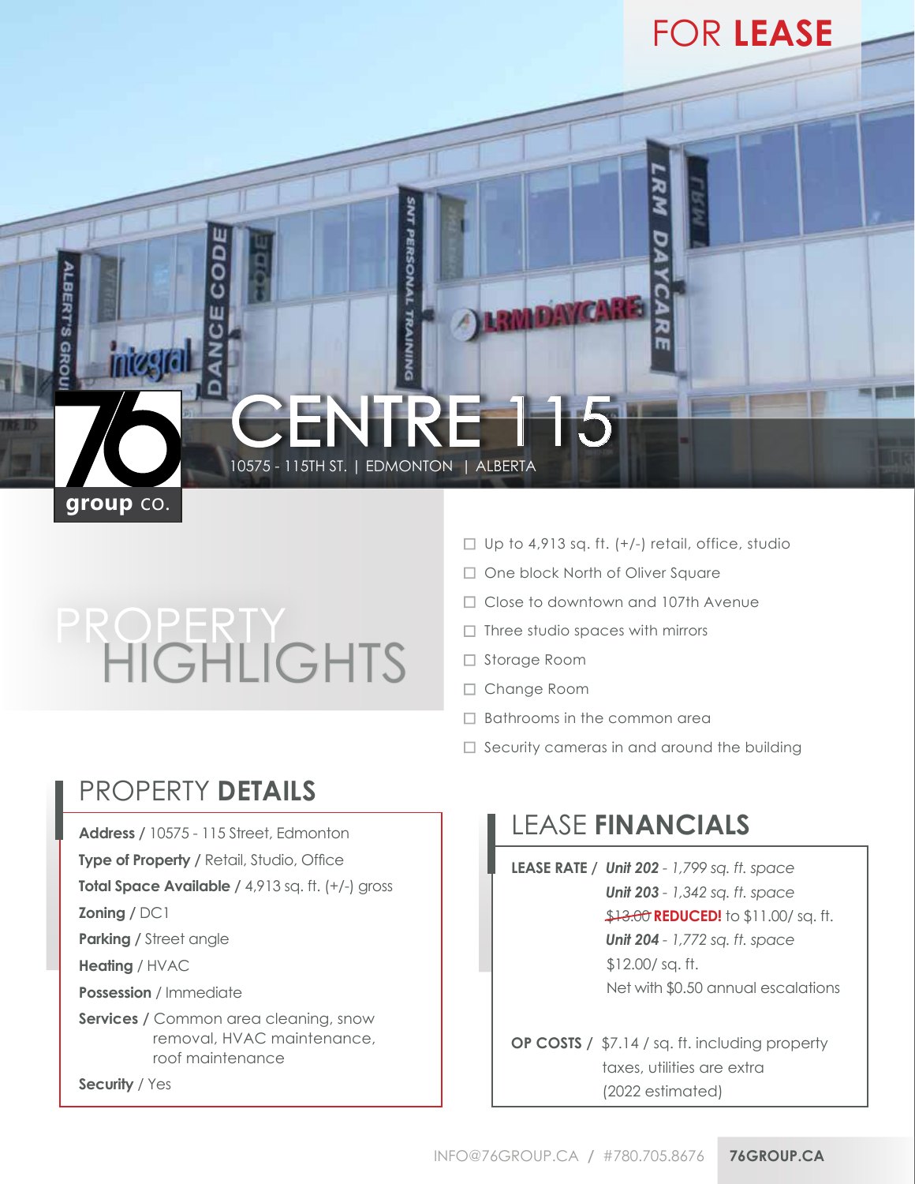FOR **LEASE**

# CENTRE 115

10575 - 115TH ST. | EDMONTON | ALBERTA

## PROPERTY HIGHLIGHTS

- Up to 4,913 sq. ft. (+/-) retail, office, studio
- One block North of Oliver Square
- Close to downtown and 107th Avenue
- Three studio spaces with mirrors
- Storage Room
- Change Room
- Bathrooms in the common area
- Security cameras in and around the building

## PROPERTY **DETAILS**

**Address** / 10575 - 115 Street, Edmonton

**Type of Property** / Retail, Studio, Office

**Total Space Available** / 4,913 sq. ft. (+/-) gross

**Zoning** / DC1

**Parking** / Street angle

**Heating** / HVAC

**Possession** / Immediate

**Services** / Common area cleaning, snow removal, HVAC maintenance, roof maintenance

**Security** / Yes

## LEASE **FINANCIALS**

**LEASE RATE** / ***Unit 202*** *- 1,799 sq. ft. space*

***Unit 203*** *- 1,342 sq. ft. space*

~~$13.00~~ **REDUCED!** to $11.00/ sq. ft.

***Unit 204*** *- 1,772 sq. ft. space*

$12.00/ sq. ft.

Net with $0.50 annual escalations

**OP COSTS** / $7.14 / sq. ft. including property taxes, utilities are extra (2022 estimated)

INFO@76GROUP.CA / #780.705.8676 **76GROUP.CA**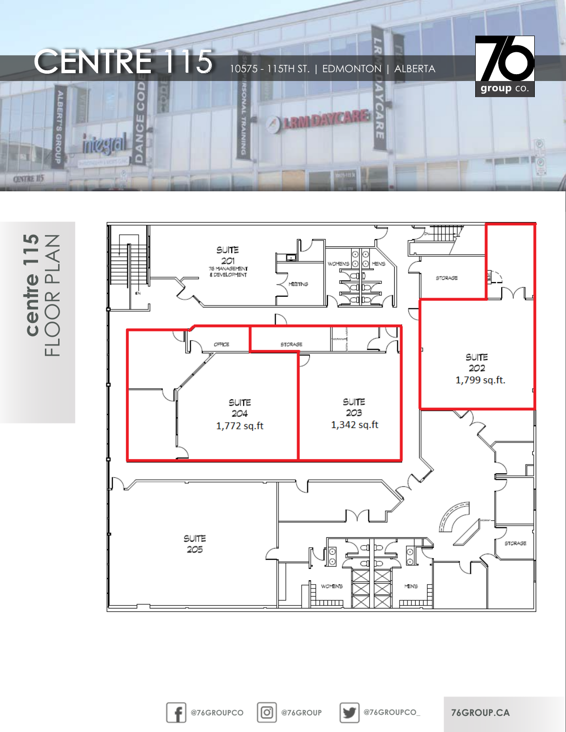# CENTRE 115

10575 - 115TH ST. | EDMONTON | ALBERTA

## centre 115 FLOOR PLAN

SUITE 201
76 MANAGEMENT & DEVELOPMENT

MEETING

WOMENS

MENS

STORAGE

OFFICE

STORAGE

SUITE 202
1,799 sq.ft.

SUITE 204
1,772 sq.ft

SUITE 203
1,342 sq.ft

SUITE 205

STORAGE

WOMENS

MENS

@76GROUPCO

@76GROUP

@76GROUPCO_

76GROUP.CA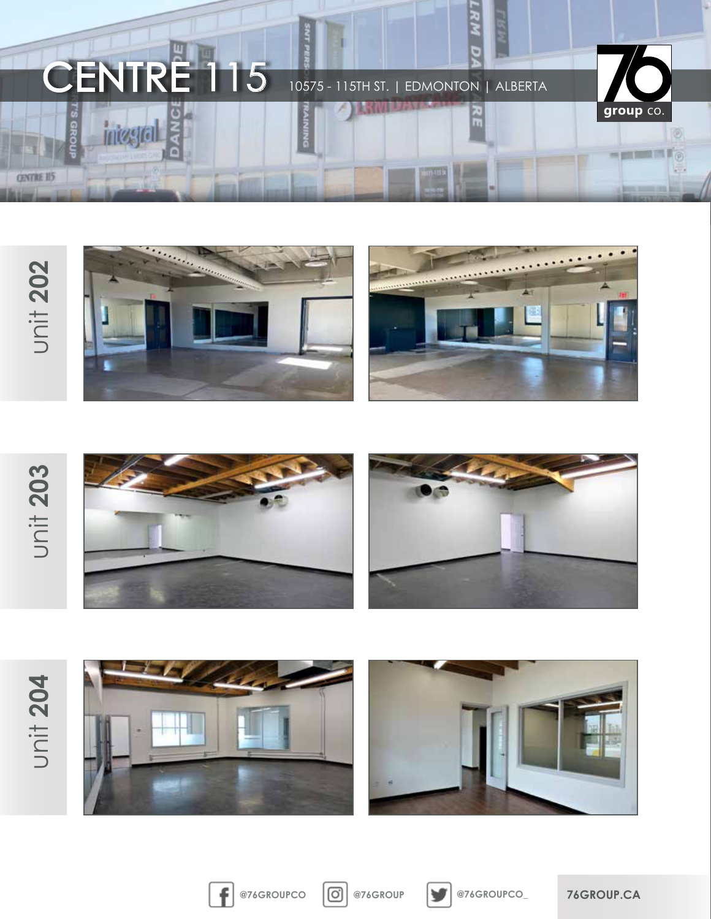# CENTRE 115

10575 - 115TH ST. | EDMONTON | ALBERTA

76 group co.

unit **202**

unit **203**

unit **204**

@76GROUPCO @76GROUP @76GROUPCO_

76GROUP.CA